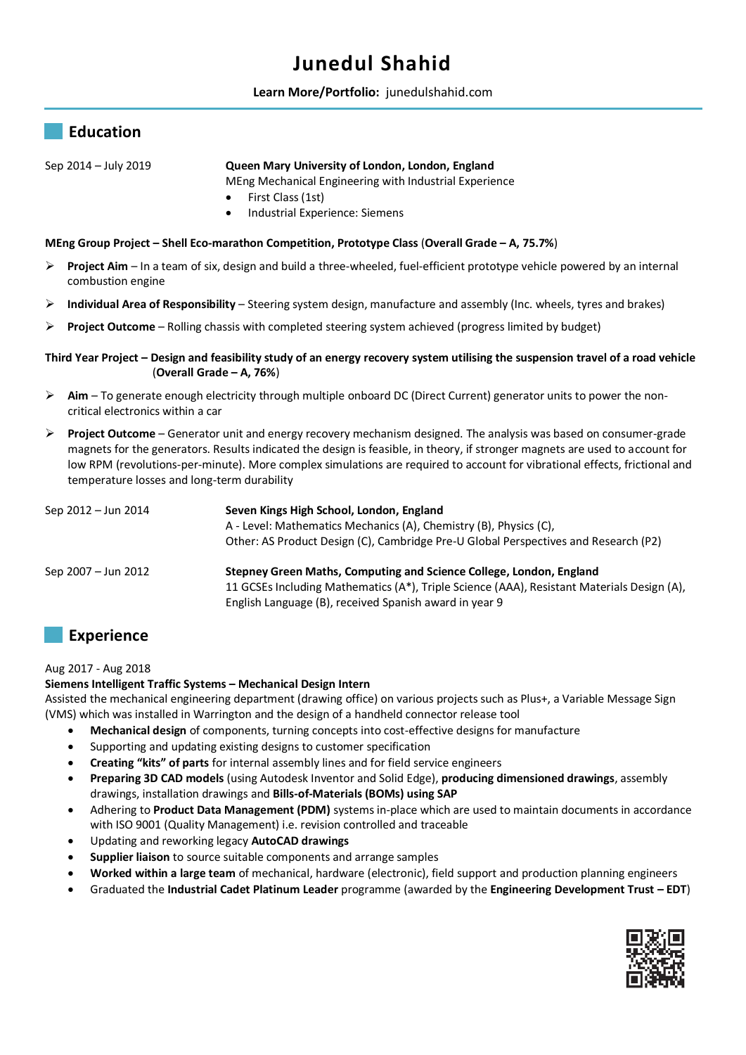# Junedul Shahid

**Learn More/Portfolio:** junedulshahid.com

## Education

Sep 2014 – July 2019

**Queen Mary University of London, London, England**
MEng Mechanical Engineering with Industrial Experience

- First Class (1st)
- Industrial Experience: Siemens

**MEng Group Project – Shell Eco-marathon Competition, Prototype Class (Overall Grade – A, 75.7%)**

- **Project Aim** – In a team of six, design and build a three-wheeled, fuel-efficient prototype vehicle powered by an internal combustion engine
- **Individual Area of Responsibility** – Steering system design, manufacture and assembly (Inc. wheels, tyres and brakes)
- **Project Outcome** – Rolling chassis with completed steering system achieved (progress limited by budget)

**Third Year Project – Design and feasibility study of an energy recovery system utilising the suspension travel of a road vehicle (Overall Grade – A, 76%)**

- **Aim** – To generate enough electricity through multiple onboard DC (Direct Current) generator units to power the non-critical electronics within a car
- **Project Outcome** – Generator unit and energy recovery mechanism designed. The analysis was based on consumer-grade magnets for the generators. Results indicated the design is feasible, in theory, if stronger magnets are used to account for low RPM (revolutions-per-minute). More complex simulations are required to account for vibrational effects, frictional and temperature losses and long-term durability

Sep 2012 – Jun 2014

**Seven Kings High School, London, England**
A - Level: Mathematics Mechanics (A), Chemistry (B), Physics (C),
Other: AS Product Design (C), Cambridge Pre-U Global Perspectives and Research (P2)

Sep 2007 – Jun 2012

**Stepney Green Maths, Computing and Science College, London, England**
11 GCSEs Including Mathematics (A*), Triple Science (AAA), Resistant Materials Design (A), English Language (B), received Spanish award in year 9

## Experience

Aug 2017 - Aug 2018
**Siemens Intelligent Traffic Systems – Mechanical Design Intern**
Assisted the mechanical engineering department (drawing office) on various projects such as Plus+, a Variable Message Sign (VMS) which was installed in Warrington and the design of a handheld connector release tool

- **Mechanical design** of components, turning concepts into cost-effective designs for manufacture
- Supporting and updating existing designs to customer specification
- **Creating "kits" of parts** for internal assembly lines and for field service engineers
- **Preparing 3D CAD models** (using Autodesk Inventor and Solid Edge), **producing dimensioned drawings**, assembly drawings, installation drawings and **Bills-of-Materials (BOMs) using SAP**
- Adhering to **Product Data Management (PDM)** systems in-place which are used to maintain documents in accordance with ISO 9001 (Quality Management) i.e. revision controlled and traceable
- Updating and reworking legacy **AutoCAD drawings**
- **Supplier liaison** to source suitable components and arrange samples
- **Worked within a large team** of mechanical, hardware (electronic), field support and production planning engineers
- Graduated the **Industrial Cadet Platinum Leader** programme (awarded by the **Engineering Development Trust – EDT**)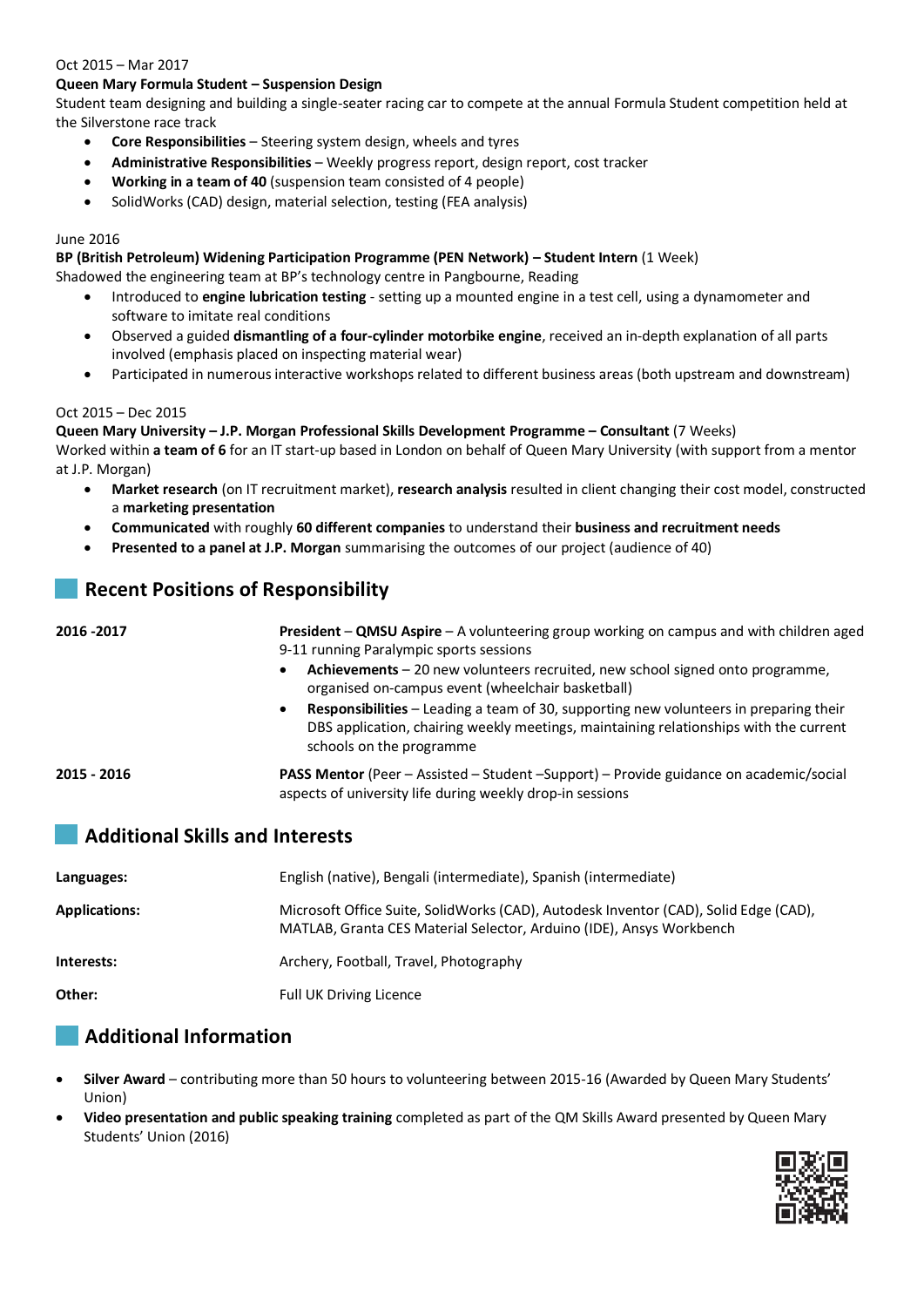Oct 2015 – Mar 2017

**Queen Mary Formula Student – Suspension Design**

Student team designing and building a single-seater racing car to compete at the annual Formula Student competition held at the Silverstone race track

- **Core Responsibilities** – Steering system design, wheels and tyres
- **Administrative Responsibilities** – Weekly progress report, design report, cost tracker
- **Working in a team of 40** (suspension team consisted of 4 people)
- SolidWorks (CAD) design, material selection, testing (FEA analysis)

June 2016

**BP (British Petroleum) Widening Participation Programme (PEN Network) – Student Intern** (1 Week)

Shadowed the engineering team at BP's technology centre in Pangbourne, Reading

- Introduced to **engine lubrication testing** - setting up a mounted engine in a test cell, using a dynamometer and software to imitate real conditions
- Observed a guided **dismantling of a four-cylinder motorbike engine**, received an in-depth explanation of all parts involved (emphasis placed on inspecting material wear)
- Participated in numerous interactive workshops related to different business areas (both upstream and downstream)

Oct 2015 – Dec 2015

**Queen Mary University – J.P. Morgan Professional Skills Development Programme – Consultant** (7 Weeks)

Worked within **a team of 6** for an IT start-up based in London on behalf of Queen Mary University (with support from a mentor at J.P. Morgan)

- **Market research** (on IT recruitment market), **research analysis** resulted in client changing their cost model, constructed a **marketing presentation**
- **Communicated** with roughly **60 different companies** to understand their **business and recruitment needs**
- **Presented to a panel at J.P. Morgan** summarising the outcomes of our project (audience of 40)

## Recent Positions of Responsibility

**2016 -2017**

**President** – **QMSU Aspire** – A volunteering group working on campus and with children aged 9-11 running Paralympic sports sessions

- **Achievements** – 20 new volunteers recruited, new school signed onto programme, organised on-campus event (wheelchair basketball)
- **Responsibilities** – Leading a team of 30, supporting new volunteers in preparing their DBS application, chairing weekly meetings, maintaining relationships with the current schools on the programme

**2015 - 2016**

**PASS Mentor** (Peer – Assisted – Student –Support) – Provide guidance on academic/social aspects of university life during weekly drop-in sessions

## Additional Skills and Interests

| | |
|---|---|
| **Languages:** | English (native), Bengali (intermediate), Spanish (intermediate) |
| **Applications:** | Microsoft Office Suite, SolidWorks (CAD), Autodesk Inventor (CAD), Solid Edge (CAD), MATLAB, Granta CES Material Selector, Arduino (IDE), Ansys Workbench |
| **Interests:** | Archery, Football, Travel, Photography |
| **Other:** | Full UK Driving Licence |

## Additional Information

- **Silver Award** – contributing more than 50 hours to volunteering between 2015-16 (Awarded by Queen Mary Students' Union)
- **Video presentation and public speaking training** completed as part of the QM Skills Award presented by Queen Mary Students' Union (2016)